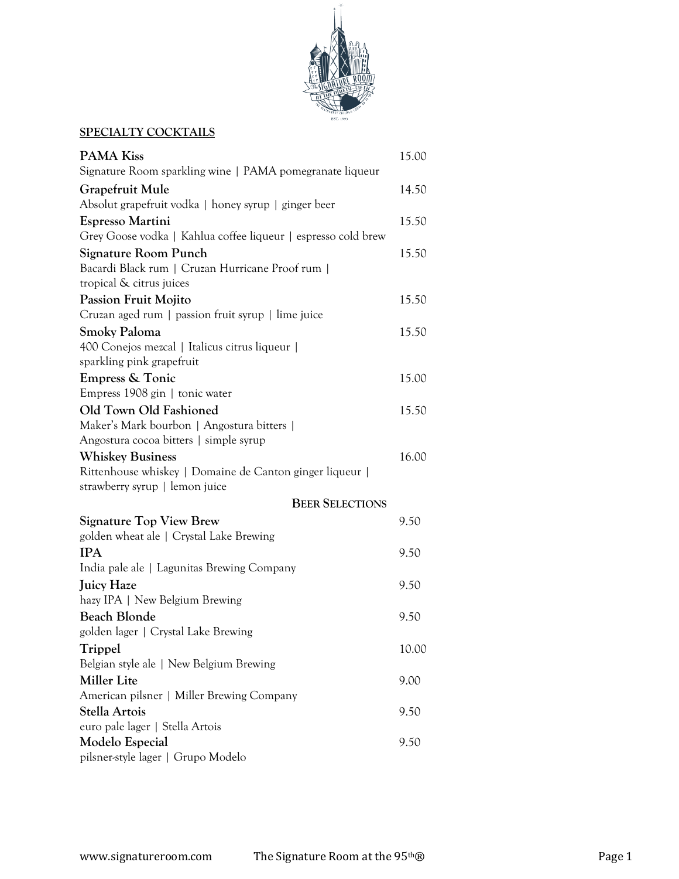## SPECIALTY COCKTAILS

**PAMA Kiss** 15.00
Signature Room sparkling wine | PAMA pomegranate liqueur

**Grapefruit Mule** 14.50
Absolut grapefruit vodka | honey syrup | ginger beer

**Espresso Martini** 15.50
Grey Goose vodka | Kahlua coffee liqueur | espresso cold brew

**Signature Room Punch** 15.50
Bacardi Black rum | Cruzan Hurricane Proof rum | tropical & citrus juices

**Passion Fruit Mojito** 15.50
Cruzan aged rum | passion fruit syrup | lime juice

**Smoky Paloma** 15.50
400 Conejos mezcal | Italicus citrus liqueur | sparkling pink grapefruit

**Empress & Tonic** 15.00
Empress 1908 gin | tonic water

**Old Town Old Fashioned** 15.50
Maker's Mark bourbon | Angostura bitters | Angostura cocoa bitters | simple syrup

**Whiskey Business** 16.00
Rittenhouse whiskey | Domaine de Canton ginger liqueur | strawberry syrup | lemon juice

## BEER SELECTIONS

**Signature Top View Brew** 9.50
golden wheat ale | Crystal Lake Brewing

**IPA** 9.50
India pale ale | Lagunitas Brewing Company

**Juicy Haze** 9.50
hazy IPA | New Belgium Brewing

**Beach Blonde** 9.50
golden lager | Crystal Lake Brewing

**Trippel** 10.00
Belgian style ale | New Belgium Brewing

**Miller Lite** 9.00
American pilsner | Miller Brewing Company

**Stella Artois** 9.50
euro pale lager | Stella Artois

**Modelo Especial** 9.50
pilsner-style lager | Grupo Modelo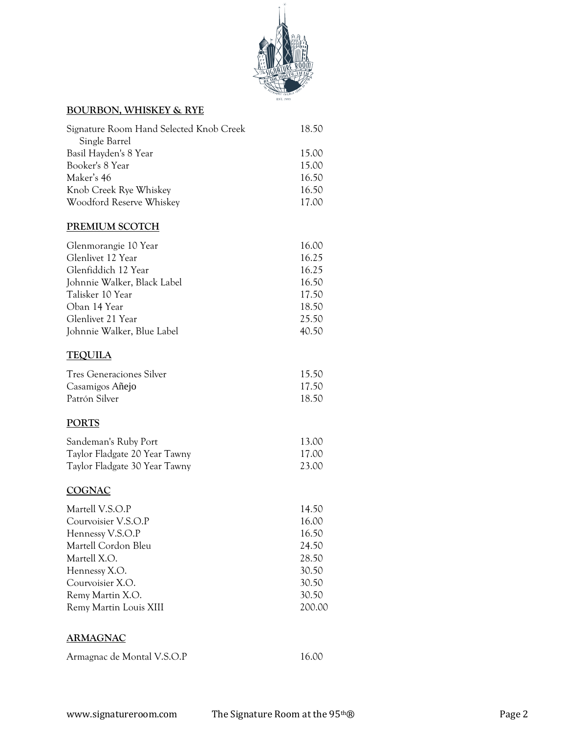## BOURBON, WHISKEY & RYE

| | |
|---|---|
| Signature Room Hand Selected Knob Creek Single Barrel | 18.50 |
| Basil Hayden's 8 Year | 15.00 |
| Booker's 8 Year | 15.00 |
| Maker's 46 | 16.50 |
| Knob Creek Rye Whiskey | 16.50 |
| Woodford Reserve Whiskey | 17.00 |

## PREMIUM SCOTCH

| | |
|---|---|
| Glenmorangie 10 Year | 16.00 |
| Glenlivet 12 Year | 16.25 |
| Glenfiddich 12 Year | 16.25 |
| Johnnie Walker, Black Label | 16.50 |
| Talisker 10 Year | 17.50 |
| Oban 14 Year | 18.50 |
| Glenlivet 21 Year | 25.50 |
| Johnnie Walker, Blue Label | 40.50 |

## TEQUILA

| | |
|---|---|
| Tres Generaciones Silver | 15.50 |
| Casamigos Añejo | 17.50 |
| Patrón Silver | 18.50 |

## PORTS

| | |
|---|---|
| Sandeman's Ruby Port | 13.00 |
| Taylor Fladgate 20 Year Tawny | 17.00 |
| Taylor Fladgate 30 Year Tawny | 23.00 |

## COGNAC

| | |
|---|---|
| Martell V.S.O.P | 14.50 |
| Courvoisier V.S.O.P | 16.00 |
| Hennessy V.S.O.P | 16.50 |
| Martell Cordon Bleu | 24.50 |
| Martell X.O. | 28.50 |
| Hennessy X.O. | 30.50 |
| Courvoisier X.O. | 30.50 |
| Remy Martin X.O. | 30.50 |
| Remy Martin Louis XIII | 200.00 |

## ARMAGNAC

| | |
|---|---|
| Armagnac de Montal V.S.O.P | 16.00 |